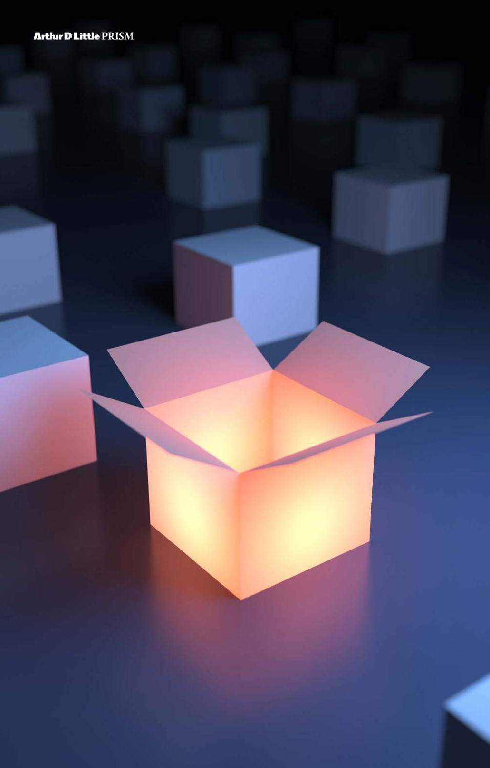Arthur D Little PRISM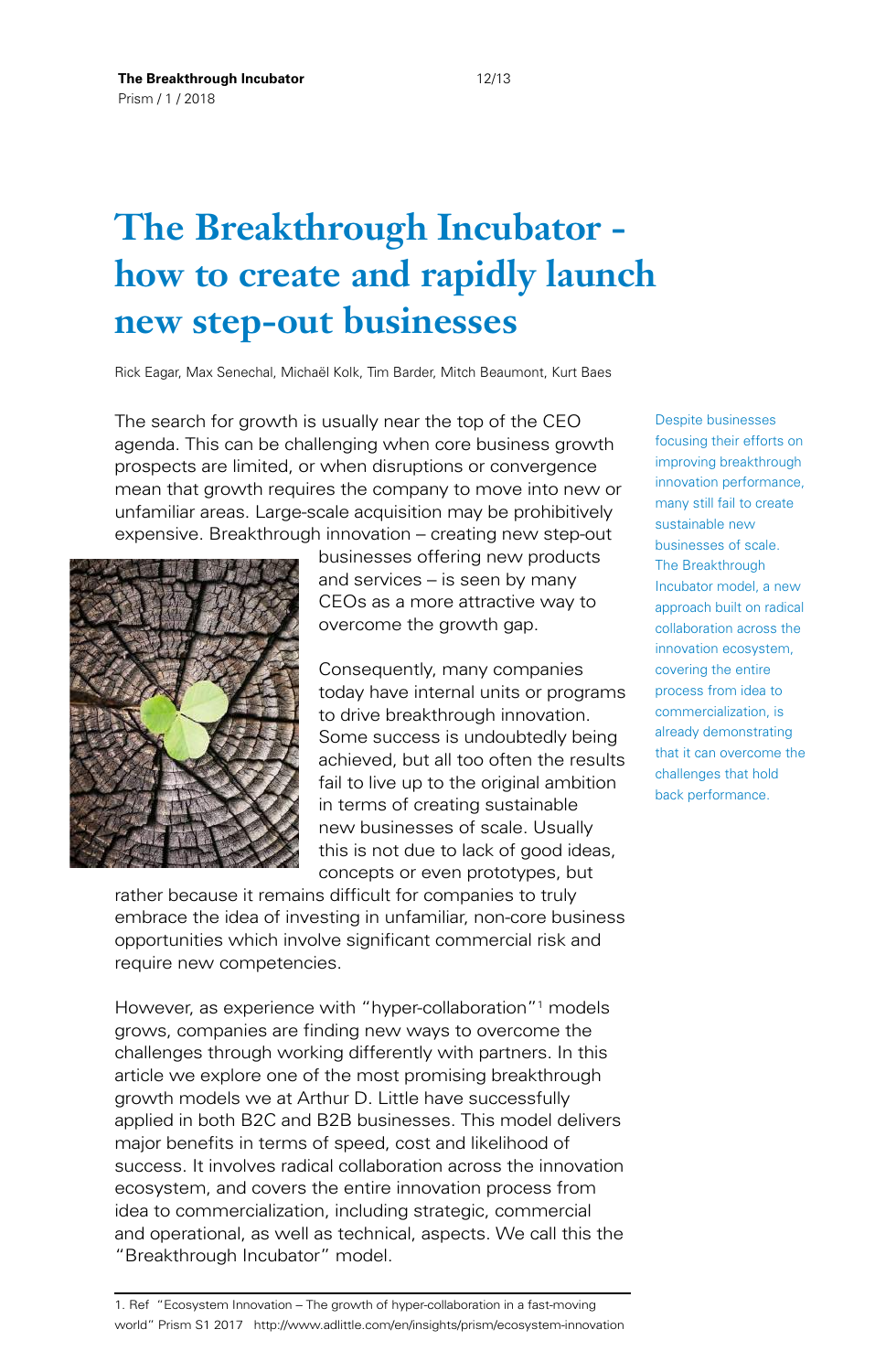# The Breakthrough Incubator - how to create and rapidly launch new step-out businesses

Rick Eagar, Max Senechal, Michaël Kolk, Tim Barder, Mitch Beaumont, Kurt Baes

Despite businesses focusing their efforts on improving breakthrough innovation performance, many still fail to create sustainable new businesses of scale. The Breakthrough Incubator model, a new approach built on radical collaboration across the innovation ecosystem, covering the entire process from idea to commercialization, is already demonstrating that it can overcome the challenges that hold back performance.

The search for growth is usually near the top of the CEO agenda. This can be challenging when core business growth prospects are limited, or when disruptions or convergence mean that growth requires the company to move into new or unfamiliar areas. Large-scale acquisition may be prohibitively expensive. Breakthrough innovation – creating new step-out businesses offering new products and services – is seen by many CEOs as a more attractive way to overcome the growth gap.

Consequently, many companies today have internal units or programs to drive breakthrough innovation. Some success is undoubtedly being achieved, but all too often the results fail to live up to the original ambition in terms of creating sustainable new businesses of scale. Usually this is not due to lack of good ideas, concepts or even prototypes, but rather because it remains difficult for companies to truly embrace the idea of investing in unfamiliar, non-core business opportunities which involve significant commercial risk and require new competencies.

However, as experience with "hyper-collaboration"[1] models grows, companies are finding new ways to overcome the challenges through working differently with partners. In this article we explore one of the most promising breakthrough growth models we at Arthur D. Little have successfully applied in both B2C and B2B businesses. This model delivers major benefits in terms of speed, cost and likelihood of success. It involves radical collaboration across the innovation ecosystem, and covers the entire innovation process from idea to commercialization, including strategic, commercial and operational, as well as technical, aspects. We call this the "Breakthrough Incubator" model.

1. Ref "Ecosystem Innovation – The growth of hyper-collaboration in a fast-moving world" Prism S1 2017 http://www.adlittle.com/en/insights/prism/ecosystem-innovation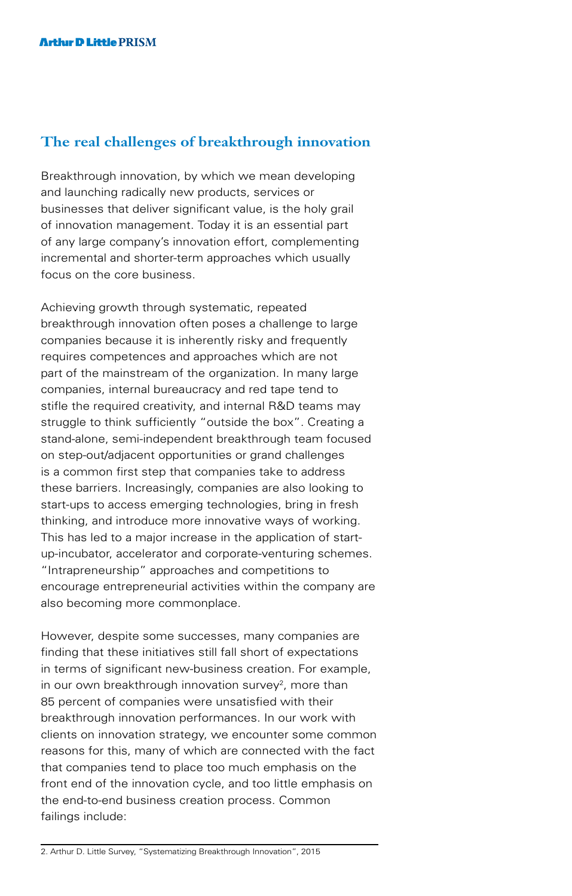## The real challenges of breakthrough innovation

Breakthrough innovation, by which we mean developing and launching radically new products, services or businesses that deliver significant value, is the holy grail of innovation management. Today it is an essential part of any large company's innovation effort, complementing incremental and shorter-term approaches which usually focus on the core business.

Achieving growth through systematic, repeated breakthrough innovation often poses a challenge to large companies because it is inherently risky and frequently requires competences and approaches which are not part of the mainstream of the organization. In many large companies, internal bureaucracy and red tape tend to stifle the required creativity, and internal R&D teams may struggle to think sufficiently "outside the box". Creating a stand-alone, semi-independent breakthrough team focused on step-out/adjacent opportunities or grand challenges is a common first step that companies take to address these barriers. Increasingly, companies are also looking to start-ups to access emerging technologies, bring in fresh thinking, and introduce more innovative ways of working. This has led to a major increase in the application of start-up-incubator, accelerator and corporate-venturing schemes. "Intrapreneurship" approaches and competitions to encourage entrepreneurial activities within the company are also becoming more commonplace.

However, despite some successes, many companies are finding that these initiatives still fall short of expectations in terms of significant new-business creation. For example, in our own breakthrough innovation survey[2], more than 85 percent of companies were unsatisfied with their breakthrough innovation performances. In our work with clients on innovation strategy, we encounter some common reasons for this, many of which are connected with the fact that companies tend to place too much emphasis on the front end of the innovation cycle, and too little emphasis on the end-to-end business creation process. Common failings include:

2. Arthur D. Little Survey, "Systematizing Breakthrough Innovation", 2015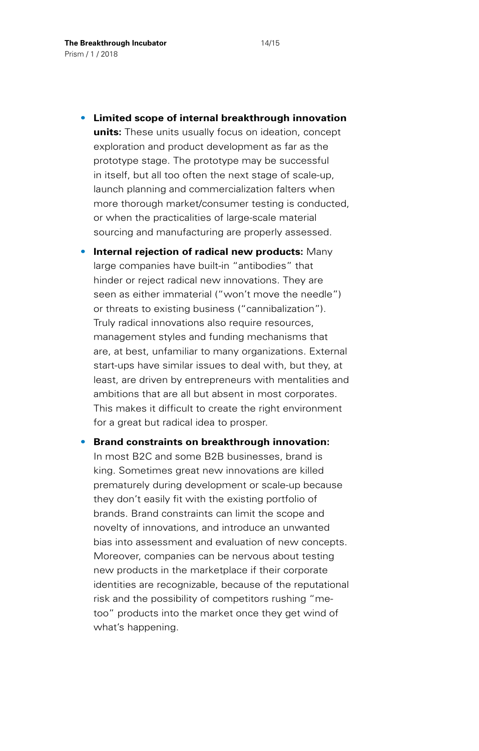- **Limited scope of internal breakthrough innovation units:** These units usually focus on ideation, concept exploration and product development as far as the prototype stage. The prototype may be successful in itself, but all too often the next stage of scale-up, launch planning and commercialization falters when more thorough market/consumer testing is conducted, or when the practicalities of large-scale material sourcing and manufacturing are properly assessed.

- **Internal rejection of radical new products:** Many large companies have built-in "antibodies" that hinder or reject radical new innovations. They are seen as either immaterial ("won't move the needle") or threats to existing business ("cannibalization"). Truly radical innovations also require resources, management styles and funding mechanisms that are, at best, unfamiliar to many organizations. External start-ups have similar issues to deal with, but they, at least, are driven by entrepreneurs with mentalities and ambitions that are all but absent in most corporates. This makes it difficult to create the right environment for a great but radical idea to prosper.

- **Brand constraints on breakthrough innovation:** In most B2C and some B2B businesses, brand is king. Sometimes great new innovations are killed prematurely during development or scale-up because they don't easily fit with the existing portfolio of brands. Brand constraints can limit the scope and novelty of innovations, and introduce an unwanted bias into assessment and evaluation of new concepts. Moreover, companies can be nervous about testing new products in the marketplace if their corporate identities are recognizable, because of the reputational risk and the possibility of competitors rushing "me-too" products into the market once they get wind of what's happening.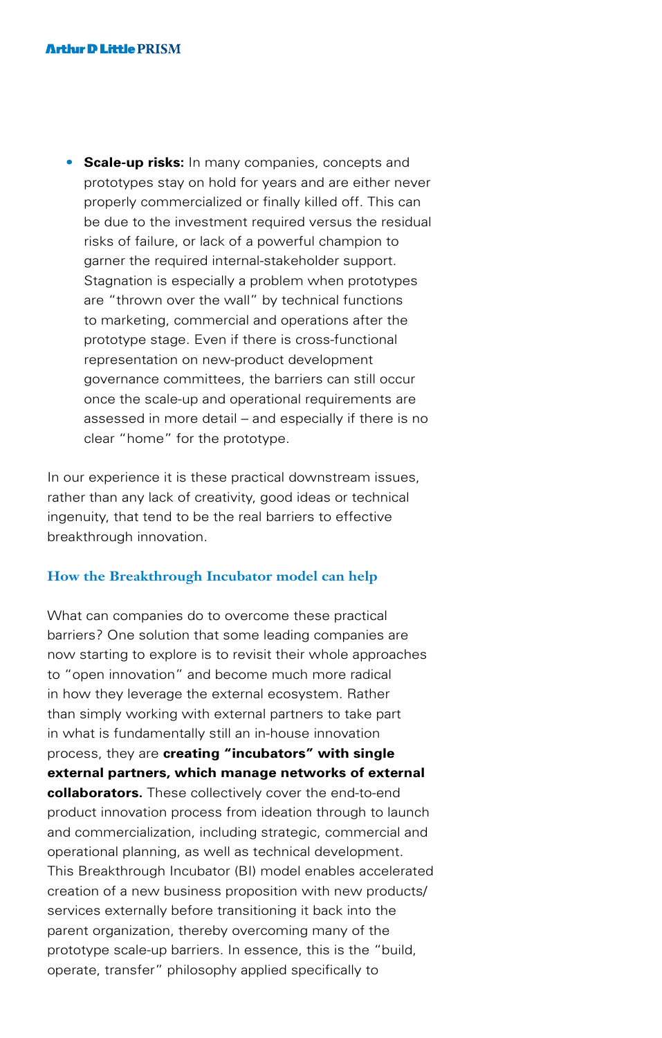- **Scale-up risks:** In many companies, concepts and prototypes stay on hold for years and are either never properly commercialized or finally killed off. This can be due to the investment required versus the residual risks of failure, or lack of a powerful champion to garner the required internal-stakeholder support. Stagnation is especially a problem when prototypes are "thrown over the wall" by technical functions to marketing, commercial and operations after the prototype stage. Even if there is cross-functional representation on new-product development governance committees, the barriers can still occur once the scale-up and operational requirements are assessed in more detail – and especially if there is no clear "home" for the prototype.

In our experience it is these practical downstream issues, rather than any lack of creativity, good ideas or technical ingenuity, that tend to be the real barriers to effective breakthrough innovation.

## How the Breakthrough Incubator model can help

What can companies do to overcome these practical barriers? One solution that some leading companies are now starting to explore is to revisit their whole approaches to "open innovation" and become much more radical in how they leverage the external ecosystem. Rather than simply working with external partners to take part in what is fundamentally still an in-house innovation process, they are **creating "incubators" with single external partners, which manage networks of external collaborators.** These collectively cover the end-to-end product innovation process from ideation through to launch and commercialization, including strategic, commercial and operational planning, as well as technical development. This Breakthrough Incubator (BI) model enables accelerated creation of a new business proposition with new products/services externally before transitioning it back into the parent organization, thereby overcoming many of the prototype scale-up barriers. In essence, this is the "build, operate, transfer" philosophy applied specifically to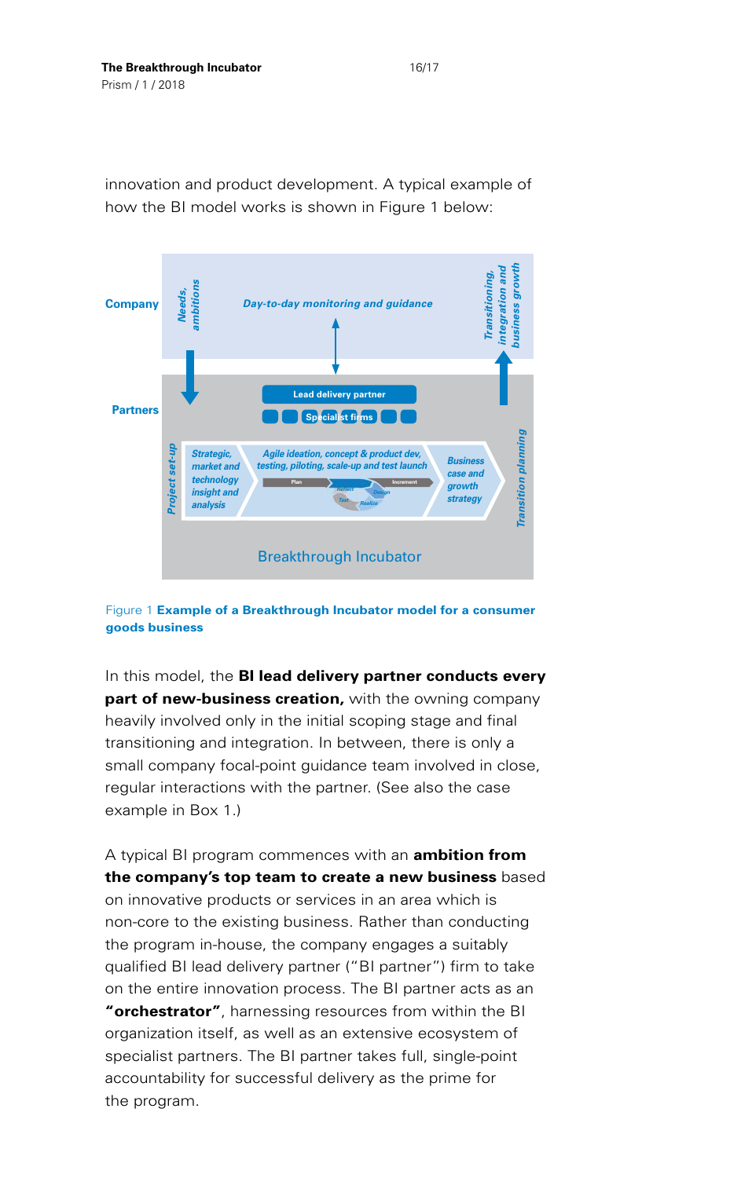innovation and product development. A typical example of how the BI model works is shown in Figure 1 below:

Figure 1 **Example of a Breakthrough Incubator model for a consumer goods business**

In this model, the **BI lead delivery partner conducts every part of new-business creation,** with the owning company heavily involved only in the initial scoping stage and final transitioning and integration. In between, there is only a small company focal-point guidance team involved in close, regular interactions with the partner. (See also the case example in Box 1.)

A typical BI program commences with an **ambition from the company's top team to create a new business** based on innovative products or services in an area which is non-core to the existing business. Rather than conducting the program in-house, the company engages a suitably qualified BI lead delivery partner ("BI partner") firm to take on the entire innovation process. The BI partner acts as an **"orchestrator"**, harnessing resources from within the BI organization itself, as well as an extensive ecosystem of specialist partners. The BI partner takes full, single-point accountability for successful delivery as the prime for the program.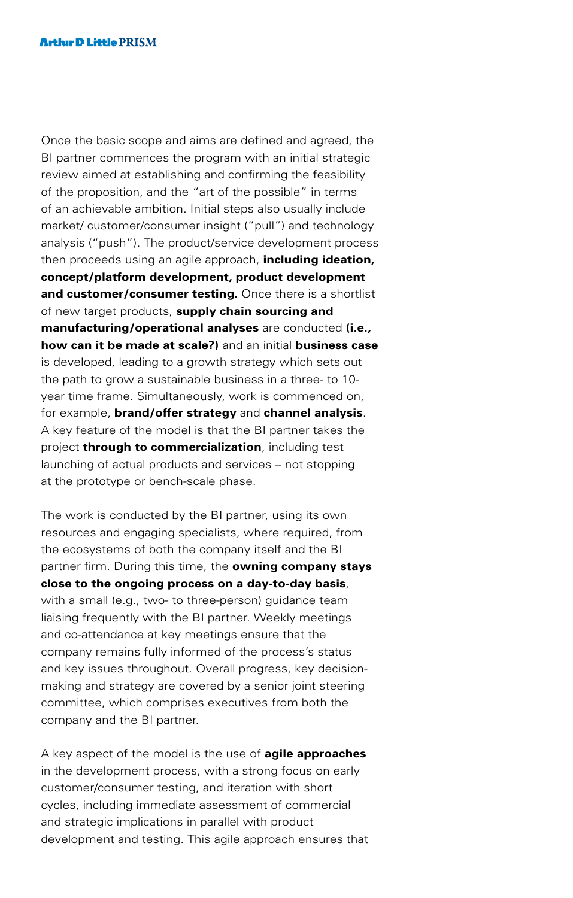Once the basic scope and aims are defined and agreed, the BI partner commences the program with an initial strategic review aimed at establishing and confirming the feasibility of the proposition, and the "art of the possible" in terms of an achievable ambition. Initial steps also usually include market/ customer/consumer insight ("pull") and technology analysis ("push"). The product/service development process then proceeds using an agile approach, **including ideation, concept/platform development, product development and customer/consumer testing.** Once there is a shortlist of new target products, **supply chain sourcing and manufacturing/operational analyses** are conducted **(i.e., how can it be made at scale?)** and an initial **business case** is developed, leading to a growth strategy which sets out the path to grow a sustainable business in a three- to 10-year time frame. Simultaneously, work is commenced on, for example, **brand/offer strategy** and **channel analysis**. A key feature of the model is that the BI partner takes the project **through to commercialization**, including test launching of actual products and services – not stopping at the prototype or bench-scale phase.

The work is conducted by the BI partner, using its own resources and engaging specialists, where required, from the ecosystems of both the company itself and the BI partner firm. During this time, the **owning company stays close to the ongoing process on a day-to-day basis**, with a small (e.g., two- to three-person) guidance team liaising frequently with the BI partner. Weekly meetings and co-attendance at key meetings ensure that the company remains fully informed of the process's status and key issues throughout. Overall progress, key decision-making and strategy are covered by a senior joint steering committee, which comprises executives from both the company and the BI partner.

A key aspect of the model is the use of **agile approaches** in the development process, with a strong focus on early customer/consumer testing, and iteration with short cycles, including immediate assessment of commercial and strategic implications in parallel with product development and testing. This agile approach ensures that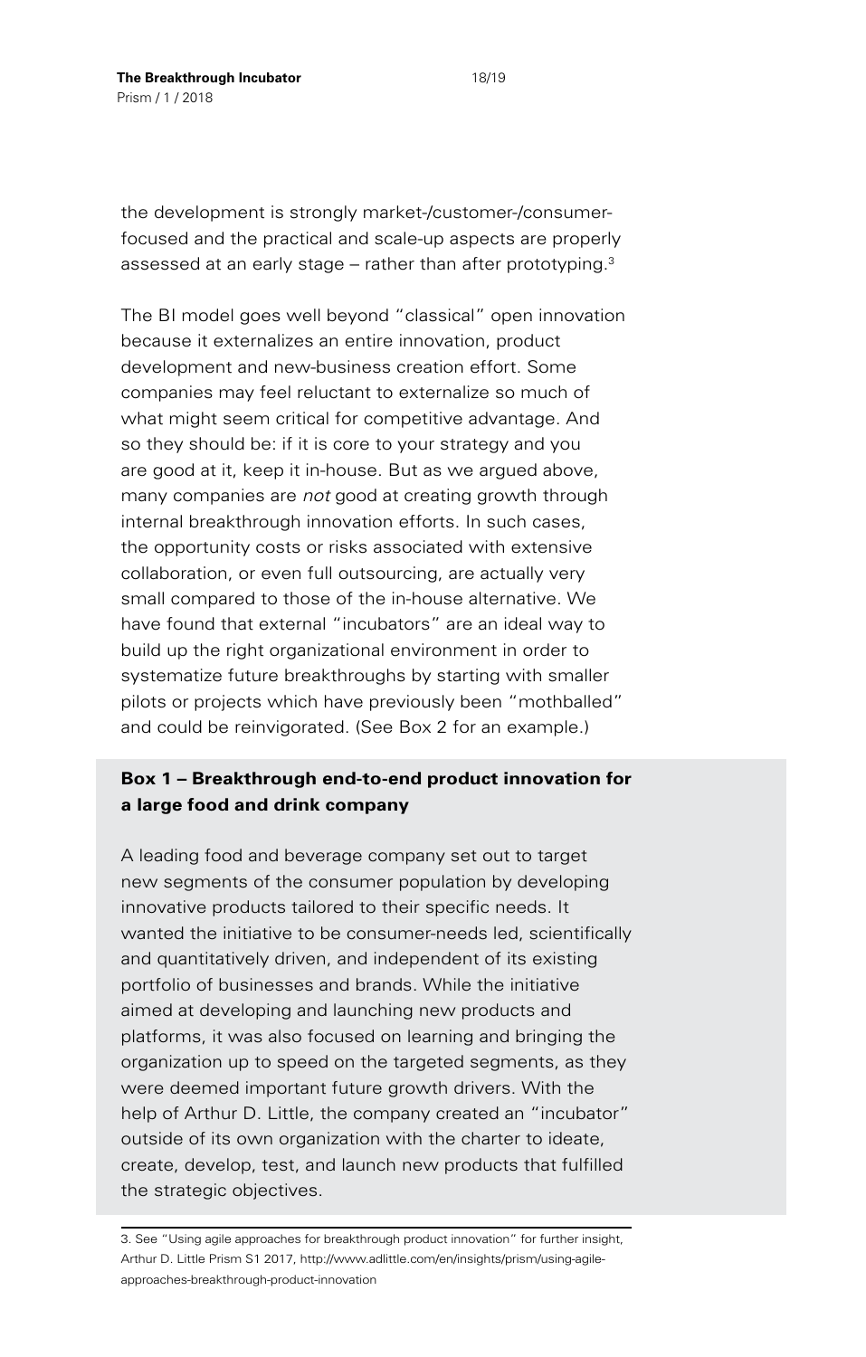the development is strongly market-/customer-/consumer-focused and the practical and scale-up aspects are properly assessed at an early stage – rather than after prototyping.[3]

The BI model goes well beyond "classical" open innovation because it externalizes an entire innovation, product development and new-business creation effort. Some companies may feel reluctant to externalize so much of what might seem critical for competitive advantage. And so they should be: if it is core to your strategy and you are good at it, keep it in-house. But as we argued above, many companies are *not* good at creating growth through internal breakthrough innovation efforts. In such cases, the opportunity costs or risks associated with extensive collaboration, or even full outsourcing, are actually very small compared to those of the in-house alternative. We have found that external "incubators" are an ideal way to build up the right organizational environment in order to systematize future breakthroughs by starting with smaller pilots or projects which have previously been "mothballed" and could be reinvigorated. (See Box 2 for an example.)

**Box 1 – Breakthrough end-to-end product innovation for a large food and drink company**

A leading food and beverage company set out to target new segments of the consumer population by developing innovative products tailored to their specific needs. It wanted the initiative to be consumer-needs led, scientifically and quantitatively driven, and independent of its existing portfolio of businesses and brands. While the initiative aimed at developing and launching new products and platforms, it was also focused on learning and bringing the organization up to speed on the targeted segments, as they were deemed important future growth drivers. With the help of Arthur D. Little, the company created an "incubator" outside of its own organization with the charter to ideate, create, develop, test, and launch new products that fulfilled the strategic objectives.

3. See "Using agile approaches for breakthrough product innovation" for further insight, Arthur D. Little Prism S1 2017, http://www.adlittle.com/en/insights/prism/using-agile-approaches-breakthrough-product-innovation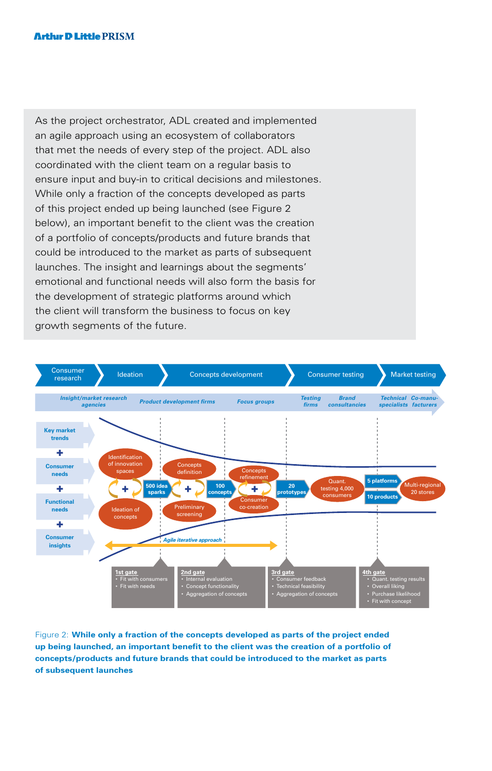As the project orchestrator, ADL created and implemented an agile approach using an ecosystem of collaborators that met the needs of every step of the project. ADL also coordinated with the client team on a regular basis to ensure input and buy-in to critical decisions and milestones. While only a fraction of the concepts developed as parts of this project ended up being launched (see Figure 2 below), an important benefit to the client was the creation of a portfolio of concepts/products and future brands that could be introduced to the market as parts of subsequent launches. The insight and learnings about the segments' emotional and functional needs will also form the basis for the development of strategic platforms around which the client will transform the business to focus on key growth segments of the future.

Consumer research | Ideation | Concepts development | Consumer testing | Market testing

*Insight/market research agencies* | *Product development firms* | *Focus groups* | *Testing firms* | *Brand consultancies* | *Technical specialists* | *Co-manufacturers*

Key market trends + Consumer needs + Functional needs + Consumer insights

Identification of innovation spaces + Ideation of concepts → 500 idea sparks → Concepts definition + Preliminary screening → 100 concepts → Concepts refinement + Consumer co-creation → 20 prototypes → Quant. testing 4,000 consumers → 5 platforms / 10 products → Multi-regional 20 stores

*Agile iterative approach*

**1st gate**
- Fit with consumers
- Fit with needs

**2nd gate**
- Internal evaluation
- Concept functionality
- Aggregation of concepts

**3rd gate**
- Consumer feedback
- Technical feasibility
- Aggregation of concepts

**4th gate**
- Quant. testing results
- Overall liking
- Purchase likelihood
- Fit with concept

Figure 2: **While only a fraction of the concepts developed as parts of the project ended up being launched, an important benefit to the client was the creation of a portfolio of concepts/products and future brands that could be introduced to the market as parts of subsequent launches**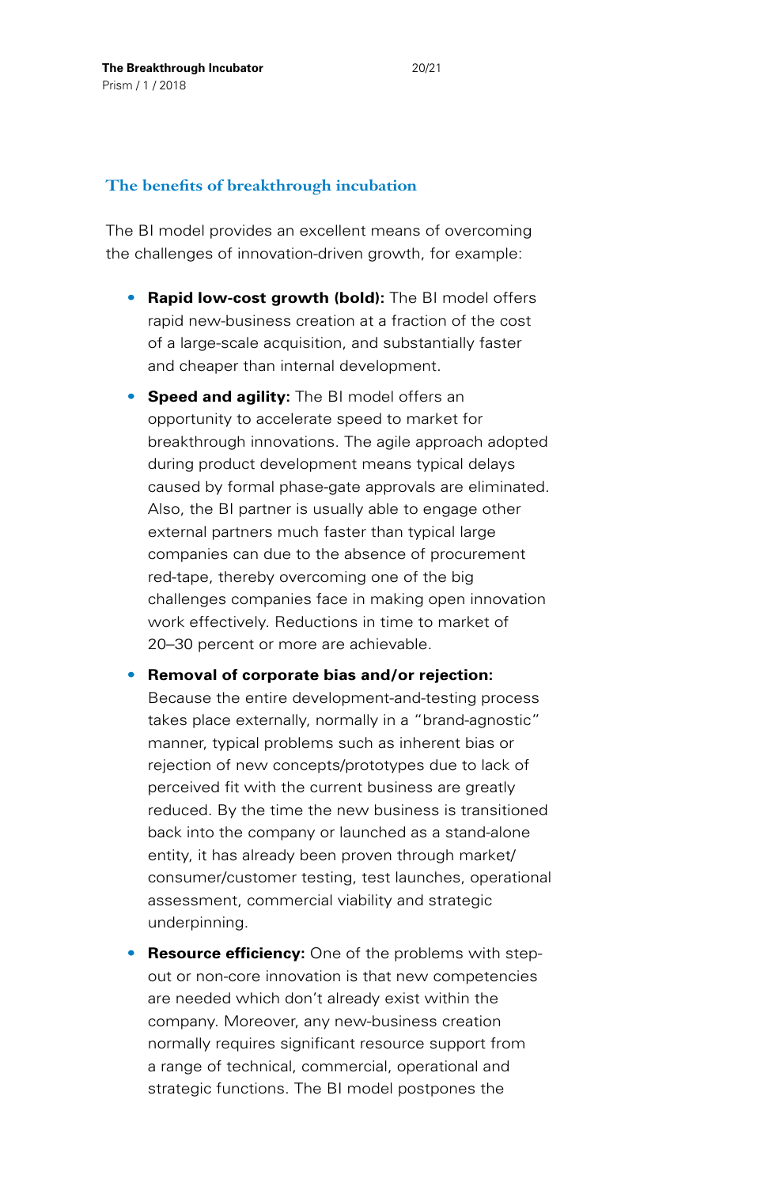## The benefits of breakthrough incubation

The BI model provides an excellent means of overcoming the challenges of innovation-driven growth, for example:

- **Rapid low-cost growth (bold):** The BI model offers rapid new-business creation at a fraction of the cost of a large-scale acquisition, and substantially faster and cheaper than internal development.
- **Speed and agility:** The BI model offers an opportunity to accelerate speed to market for breakthrough innovations. The agile approach adopted during product development means typical delays caused by formal phase-gate approvals are eliminated. Also, the BI partner is usually able to engage other external partners much faster than typical large companies can due to the absence of procurement red-tape, thereby overcoming one of the big challenges companies face in making open innovation work effectively. Reductions in time to market of 20–30 percent or more are achievable.
- **Removal of corporate bias and/or rejection:** Because the entire development-and-testing process takes place externally, normally in a "brand-agnostic" manner, typical problems such as inherent bias or rejection of new concepts/prototypes due to lack of perceived fit with the current business are greatly reduced. By the time the new business is transitioned back into the company or launched as a stand-alone entity, it has already been proven through market/consumer/customer testing, test launches, operational assessment, commercial viability and strategic underpinning.
- **Resource efficiency:** One of the problems with step-out or non-core innovation is that new competencies are needed which don't already exist within the company. Moreover, any new-business creation normally requires significant resource support from a range of technical, commercial, operational and strategic functions. The BI model postpones the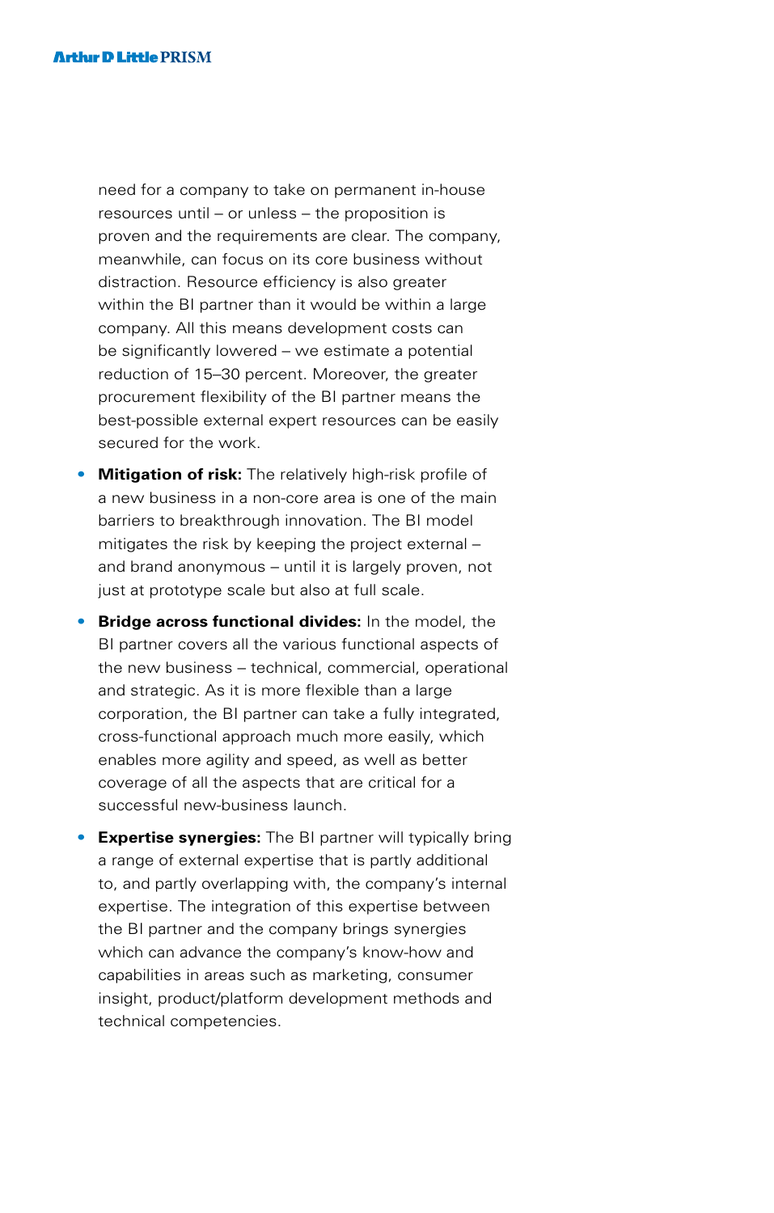need for a company to take on permanent in-house resources until – or unless – the proposition is proven and the requirements are clear. The company, meanwhile, can focus on its core business without distraction. Resource efficiency is also greater within the BI partner than it would be within a large company. All this means development costs can be significantly lowered – we estimate a potential reduction of 15–30 percent. Moreover, the greater procurement flexibility of the BI partner means the best-possible external expert resources can be easily secured for the work.

- **Mitigation of risk:** The relatively high-risk profile of a new business in a non-core area is one of the main barriers to breakthrough innovation. The BI model mitigates the risk by keeping the project external – and brand anonymous – until it is largely proven, not just at prototype scale but also at full scale.
- **Bridge across functional divides:** In the model, the BI partner covers all the various functional aspects of the new business – technical, commercial, operational and strategic. As it is more flexible than a large corporation, the BI partner can take a fully integrated, cross-functional approach much more easily, which enables more agility and speed, as well as better coverage of all the aspects that are critical for a successful new-business launch.
- **Expertise synergies:** The BI partner will typically bring a range of external expertise that is partly additional to, and partly overlapping with, the company's internal expertise. The integration of this expertise between the BI partner and the company brings synergies which can advance the company's know-how and capabilities in areas such as marketing, consumer insight, product/platform development methods and technical competencies.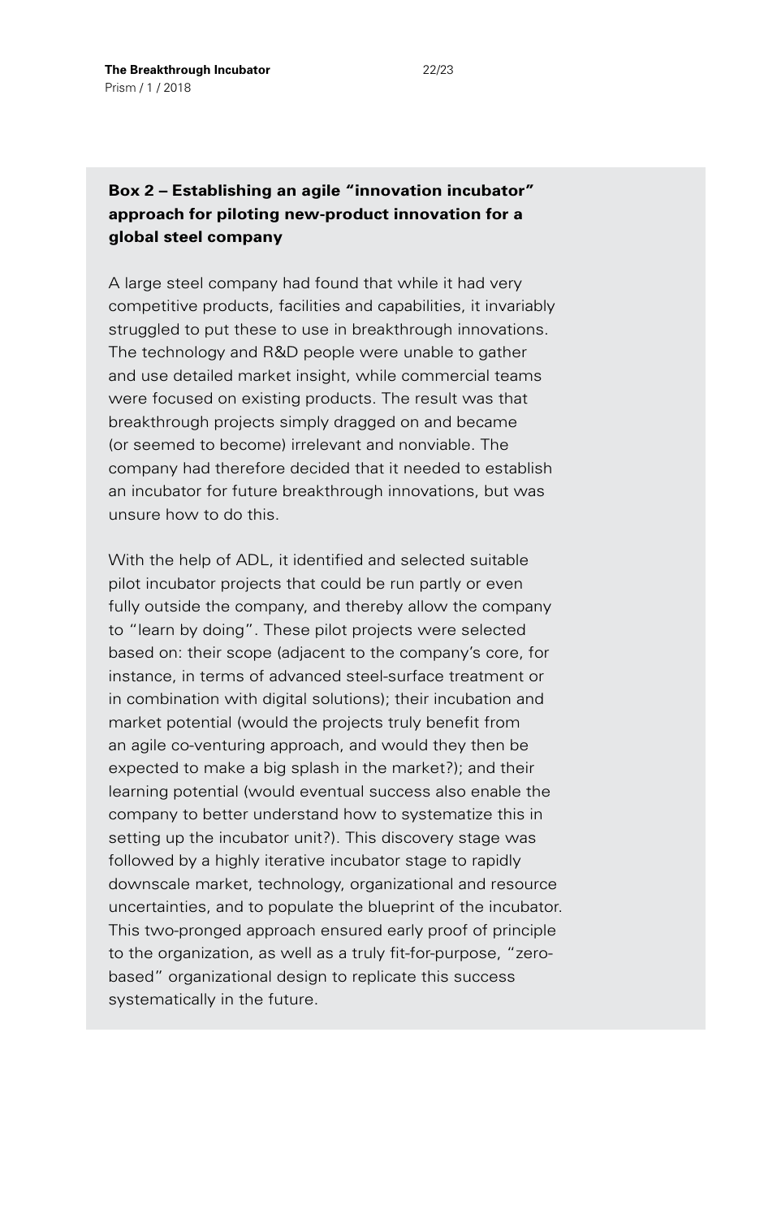**Box 2 – Establishing an agile "innovation incubator" approach for piloting new-product innovation for a global steel company**

A large steel company had found that while it had very competitive products, facilities and capabilities, it invariably struggled to put these to use in breakthrough innovations. The technology and R&D people were unable to gather and use detailed market insight, while commercial teams were focused on existing products. The result was that breakthrough projects simply dragged on and became (or seemed to become) irrelevant and nonviable. The company had therefore decided that it needed to establish an incubator for future breakthrough innovations, but was unsure how to do this.

With the help of ADL, it identified and selected suitable pilot incubator projects that could be run partly or even fully outside the company, and thereby allow the company to "learn by doing". These pilot projects were selected based on: their scope (adjacent to the company's core, for instance, in terms of advanced steel-surface treatment or in combination with digital solutions); their incubation and market potential (would the projects truly benefit from an agile co-venturing approach, and would they then be expected to make a big splash in the market?); and their learning potential (would eventual success also enable the company to better understand how to systematize this in setting up the incubator unit?). This discovery stage was followed by a highly iterative incubator stage to rapidly downscale market, technology, organizational and resource uncertainties, and to populate the blueprint of the incubator. This two-pronged approach ensured early proof of principle to the organization, as well as a truly fit-for-purpose, "zero-based" organizational design to replicate this success systematically in the future.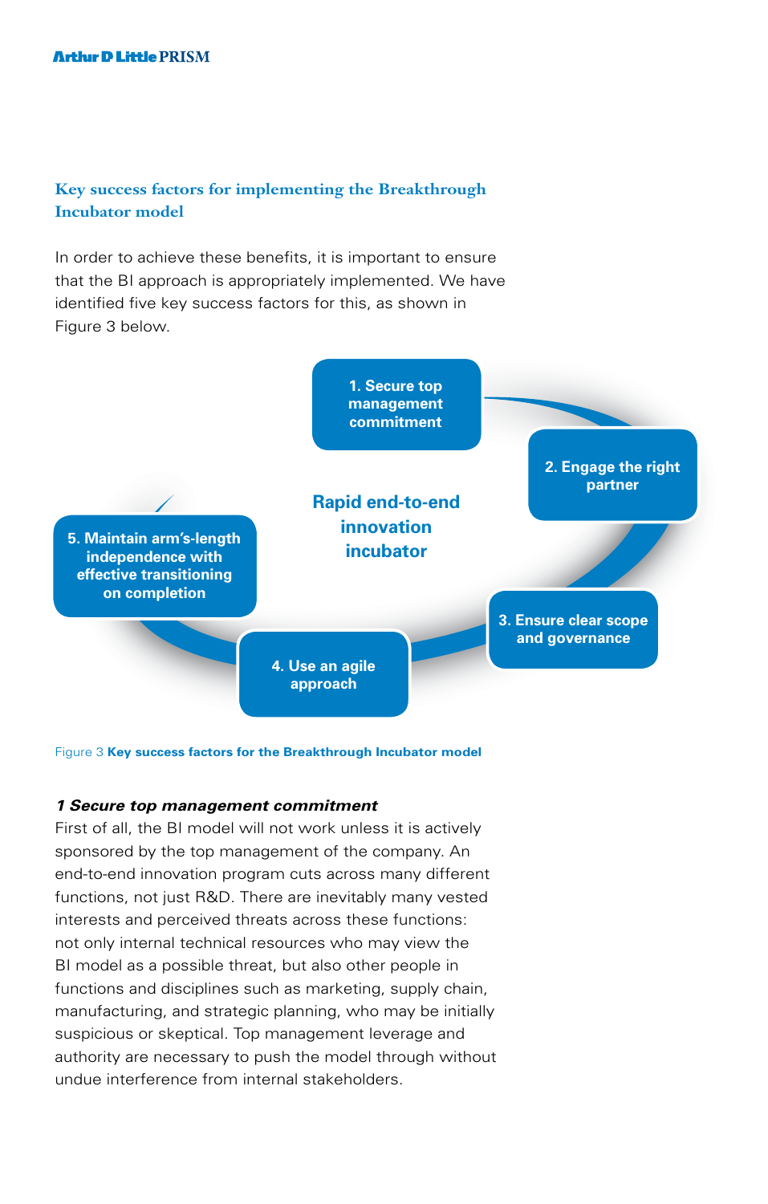## Key success factors for implementing the Breakthrough Incubator model

In order to achieve these benefits, it is important to ensure that the BI approach is appropriately implemented. We have identified five key success factors for this, as shown in Figure 3 below.

Rapid end-to-end innovation incubator

1. Secure top management commitment
2. Engage the right partner
3. Ensure clear scope and governance
4. Use an agile approach
5. Maintain arm's-length independence with effective transitioning on completion

Figure 3 **Key success factors for the Breakthrough Incubator model**

***1 Secure top management commitment***

First of all, the BI model will not work unless it is actively sponsored by the top management of the company. An end-to-end innovation program cuts across many different functions, not just R&D. There are inevitably many vested interests and perceived threats across these functions: not only internal technical resources who may view the BI model as a possible threat, but also other people in functions and disciplines such as marketing, supply chain, manufacturing, and strategic planning, who may be initially suspicious or skeptical. Top management leverage and authority are necessary to push the model through without undue interference from internal stakeholders.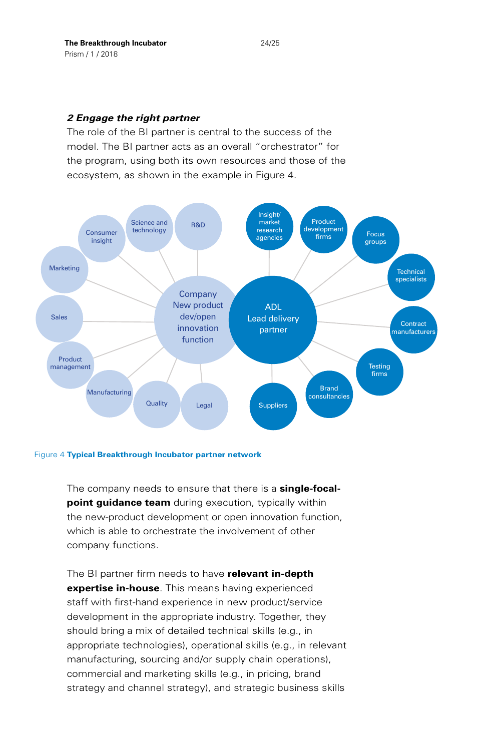### *2 Engage the right partner*

The role of the BI partner is central to the success of the model. The BI partner acts as an overall "orchestrator" for the program, using both its own resources and those of the ecosystem, as shown in the example in Figure 4.

Figure 4 **Typical Breakthrough Incubator partner network**

The company needs to ensure that there is a **single-focal-point guidance team** during execution, typically within the new-product development or open innovation function, which is able to orchestrate the involvement of other company functions.

The BI partner firm needs to have **relevant in-depth expertise in-house**. This means having experienced staff with first-hand experience in new product/service development in the appropriate industry. Together, they should bring a mix of detailed technical skills (e.g., in appropriate technologies), operational skills (e.g., in relevant manufacturing, sourcing and/or supply chain operations), commercial and marketing skills (e.g., in pricing, brand strategy and channel strategy), and strategic business skills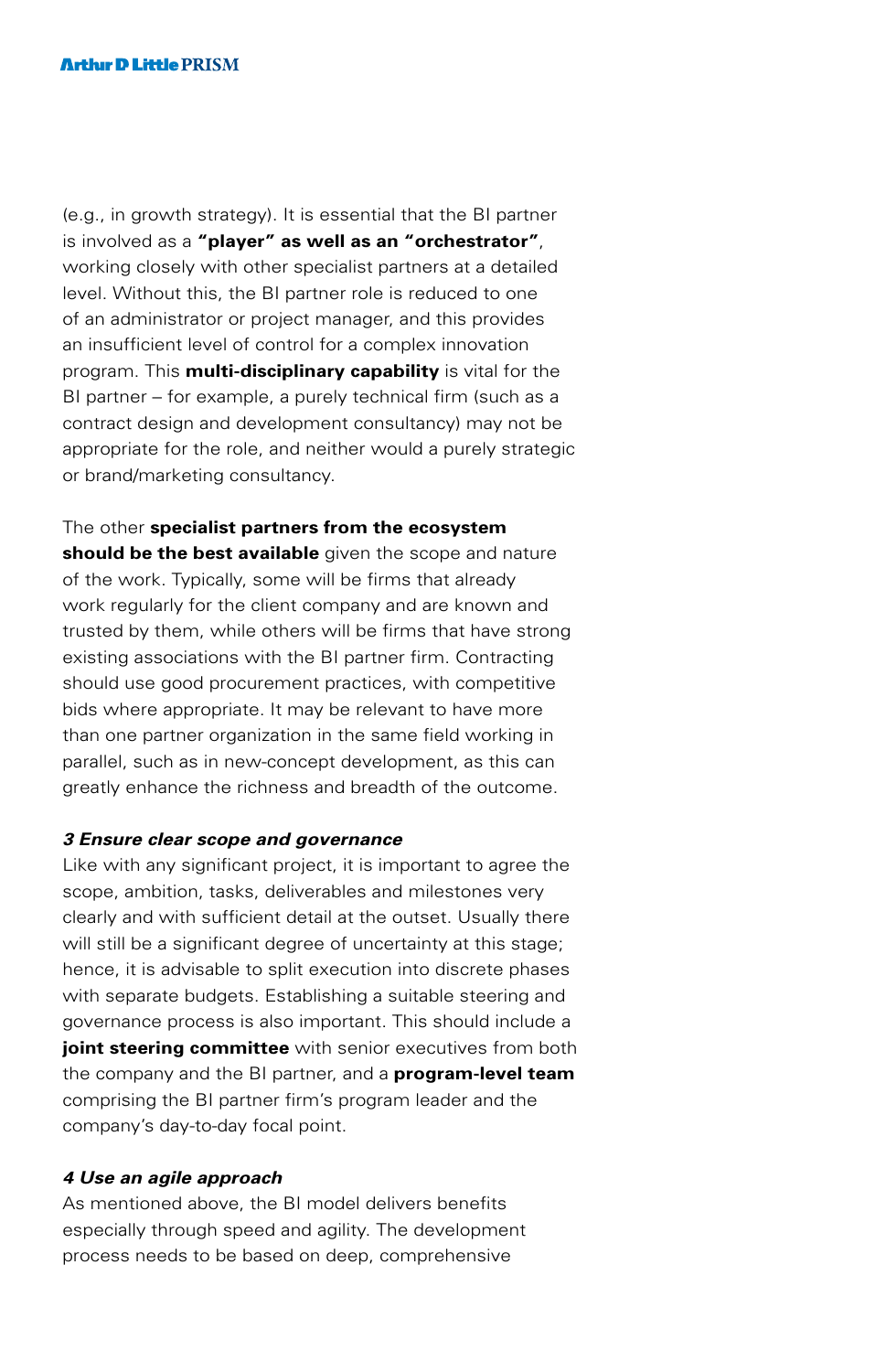(e.g., in growth strategy). It is essential that the BI partner is involved as a **"player" as well as an "orchestrator"**, working closely with other specialist partners at a detailed level. Without this, the BI partner role is reduced to one of an administrator or project manager, and this provides an insufficient level of control for a complex innovation program. This **multi-disciplinary capability** is vital for the BI partner – for example, a purely technical firm (such as a contract design and development consultancy) may not be appropriate for the role, and neither would a purely strategic or brand/marketing consultancy.

The other **specialist partners from the ecosystem should be the best available** given the scope and nature of the work. Typically, some will be firms that already work regularly for the client company and are known and trusted by them, while others will be firms that have strong existing associations with the BI partner firm. Contracting should use good procurement practices, with competitive bids where appropriate. It may be relevant to have more than one partner organization in the same field working in parallel, such as in new-concept development, as this can greatly enhance the richness and breadth of the outcome.

***3 Ensure clear scope and governance***

Like with any significant project, it is important to agree the scope, ambition, tasks, deliverables and milestones very clearly and with sufficient detail at the outset. Usually there will still be a significant degree of uncertainty at this stage; hence, it is advisable to split execution into discrete phases with separate budgets. Establishing a suitable steering and governance process is also important. This should include a **joint steering committee** with senior executives from both the company and the BI partner, and a **program-level team** comprising the BI partner firm's program leader and the company's day-to-day focal point.

***4 Use an agile approach***

As mentioned above, the BI model delivers benefits especially through speed and agility. The development process needs to be based on deep, comprehensive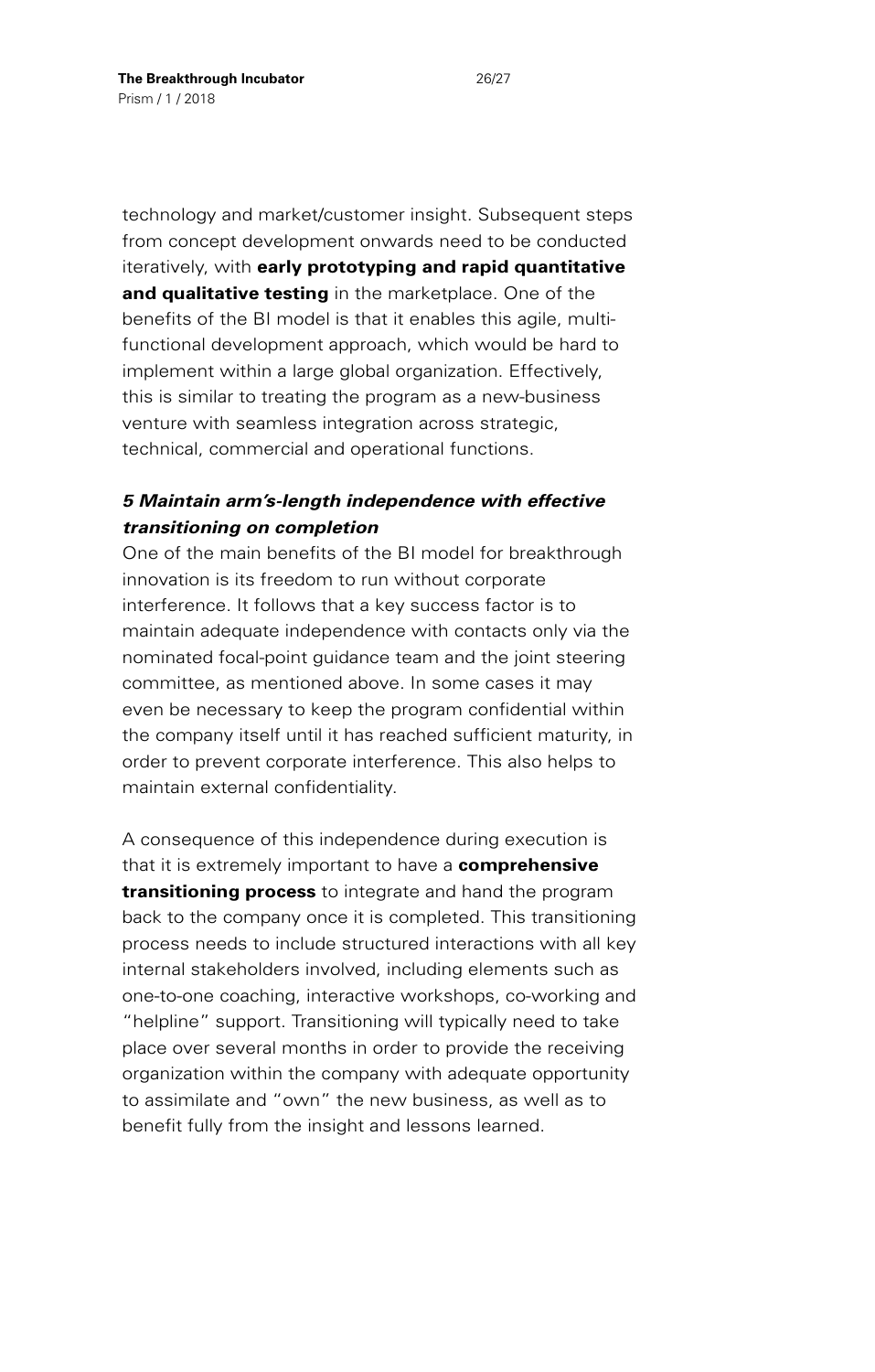technology and market/customer insight. Subsequent steps from concept development onwards need to be conducted iteratively, with **early prototyping and rapid quantitative and qualitative testing** in the marketplace. One of the benefits of the BI model is that it enables this agile, multi-functional development approach, which would be hard to implement within a large global organization. Effectively, this is similar to treating the program as a new-business venture with seamless integration across strategic, technical, commercial and operational functions.

### ***5 Maintain arm's-length independence with effective transitioning on completion***

One of the main benefits of the BI model for breakthrough innovation is its freedom to run without corporate interference. It follows that a key success factor is to maintain adequate independence with contacts only via the nominated focal-point guidance team and the joint steering committee, as mentioned above. In some cases it may even be necessary to keep the program confidential within the company itself until it has reached sufficient maturity, in order to prevent corporate interference. This also helps to maintain external confidentiality.

A consequence of this independence during execution is that it is extremely important to have a **comprehensive transitioning process** to integrate and hand the program back to the company once it is completed. This transitioning process needs to include structured interactions with all key internal stakeholders involved, including elements such as one-to-one coaching, interactive workshops, co-working and "helpline" support. Transitioning will typically need to take place over several months in order to provide the receiving organization within the company with adequate opportunity to assimilate and "own" the new business, as well as to benefit fully from the insight and lessons learned.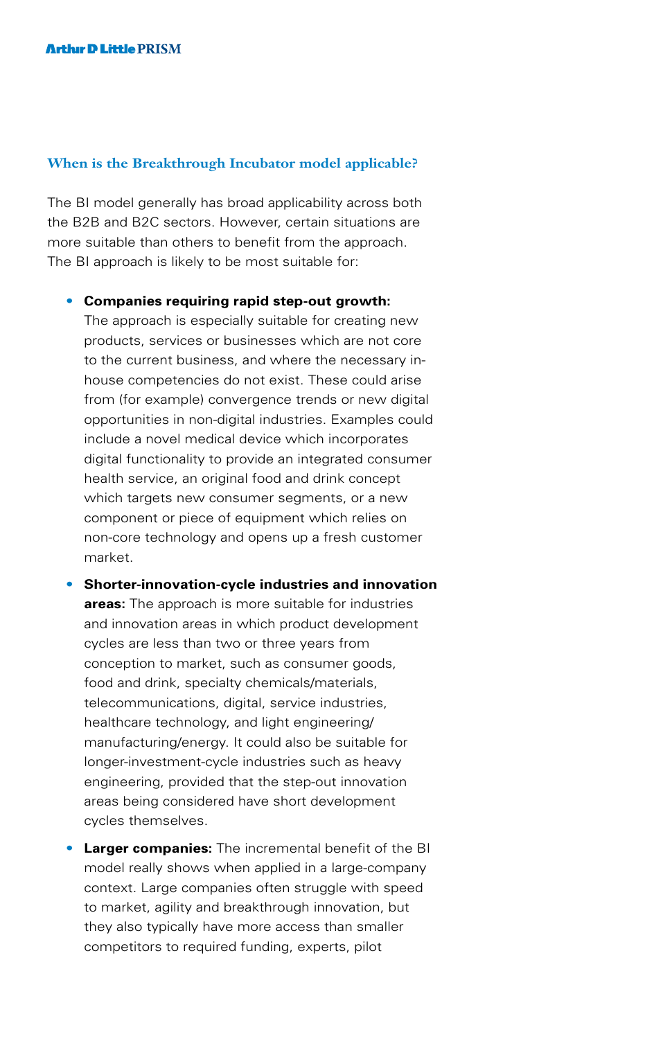## When is the Breakthrough Incubator model applicable?

The BI model generally has broad applicability across both the B2B and B2C sectors. However, certain situations are more suitable than others to benefit from the approach. The BI approach is likely to be most suitable for:

- **Companies requiring rapid step-out growth:** The approach is especially suitable for creating new products, services or businesses which are not core to the current business, and where the necessary in-house competencies do not exist. These could arise from (for example) convergence trends or new digital opportunities in non-digital industries. Examples could include a novel medical device which incorporates digital functionality to provide an integrated consumer health service, an original food and drink concept which targets new consumer segments, or a new component or piece of equipment which relies on non-core technology and opens up a fresh customer market.
- **Shorter-innovation-cycle industries and innovation areas:** The approach is more suitable for industries and innovation areas in which product development cycles are less than two or three years from conception to market, such as consumer goods, food and drink, specialty chemicals/materials, telecommunications, digital, service industries, healthcare technology, and light engineering/manufacturing/energy. It could also be suitable for longer-investment-cycle industries such as heavy engineering, provided that the step-out innovation areas being considered have short development cycles themselves.
- **Larger companies:** The incremental benefit of the BI model really shows when applied in a large-company context. Large companies often struggle with speed to market, agility and breakthrough innovation, but they also typically have more access than smaller competitors to required funding, experts, pilot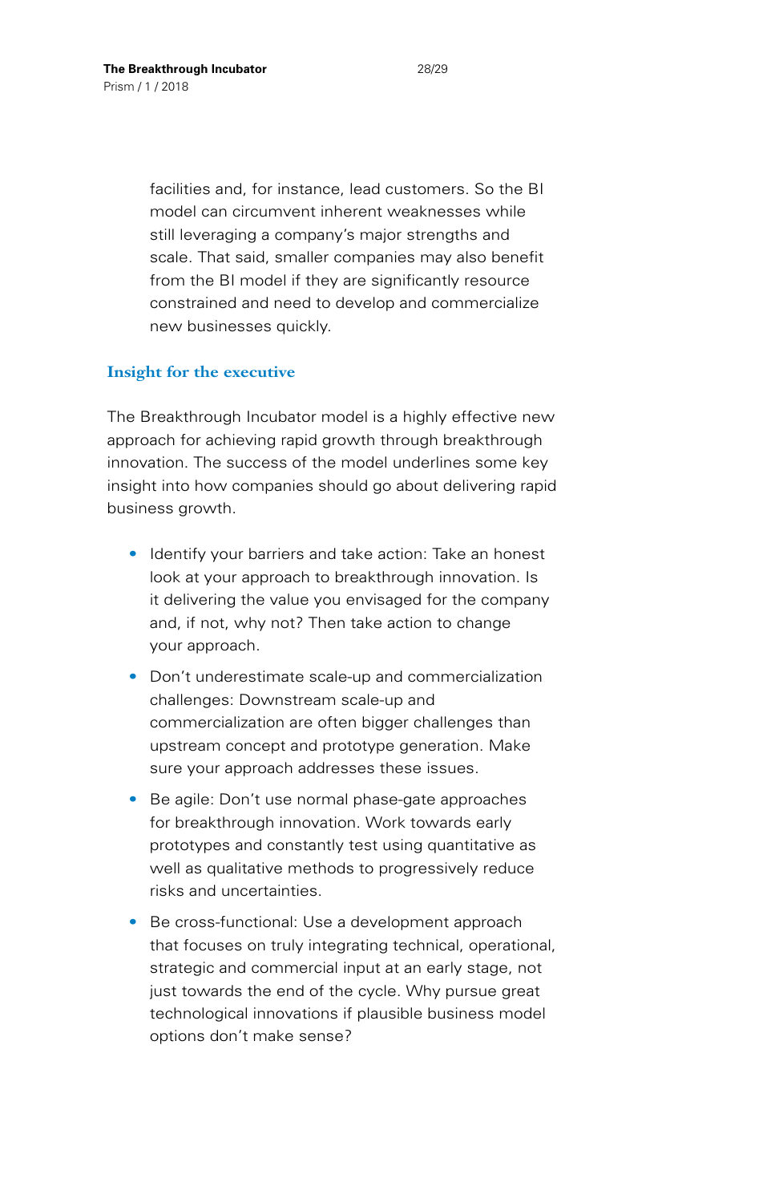facilities and, for instance, lead customers. So the BI model can circumvent inherent weaknesses while still leveraging a company's major strengths and scale. That said, smaller companies may also benefit from the BI model if they are significantly resource constrained and need to develop and commercialize new businesses quickly.

## Insight for the executive

The Breakthrough Incubator model is a highly effective new approach for achieving rapid growth through breakthrough innovation. The success of the model underlines some key insight into how companies should go about delivering rapid business growth.

- Identify your barriers and take action: Take an honest look at your approach to breakthrough innovation. Is it delivering the value you envisaged for the company and, if not, why not? Then take action to change your approach.
- Don't underestimate scale-up and commercialization challenges: Downstream scale-up and commercialization are often bigger challenges than upstream concept and prototype generation. Make sure your approach addresses these issues.
- Be agile: Don't use normal phase-gate approaches for breakthrough innovation. Work towards early prototypes and constantly test using quantitative as well as qualitative methods to progressively reduce risks and uncertainties.
- Be cross-functional: Use a development approach that focuses on truly integrating technical, operational, strategic and commercial input at an early stage, not just towards the end of the cycle. Why pursue great technological innovations if plausible business model options don't make sense?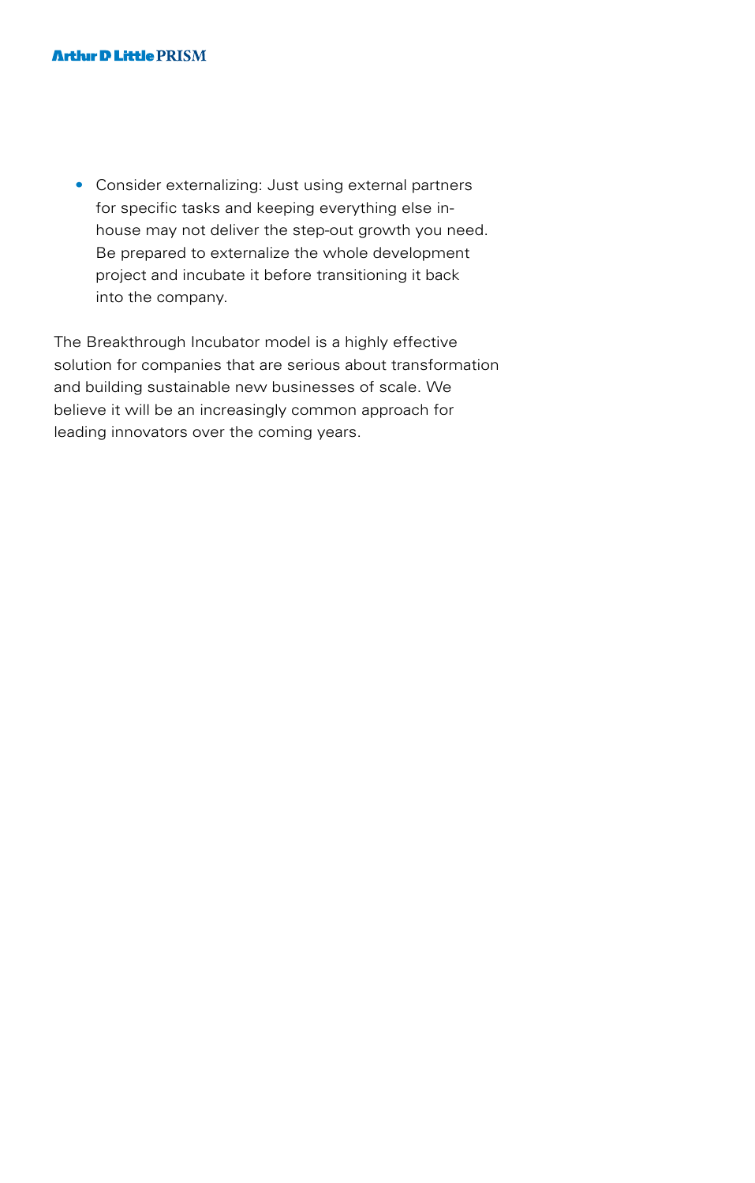- Consider externalizing: Just using external partners for specific tasks and keeping everything else in-house may not deliver the step-out growth you need. Be prepared to externalize the whole development project and incubate it before transitioning it back into the company.

The Breakthrough Incubator model is a highly effective solution for companies that are serious about transformation and building sustainable new businesses of scale. We believe it will be an increasingly common approach for leading innovators over the coming years.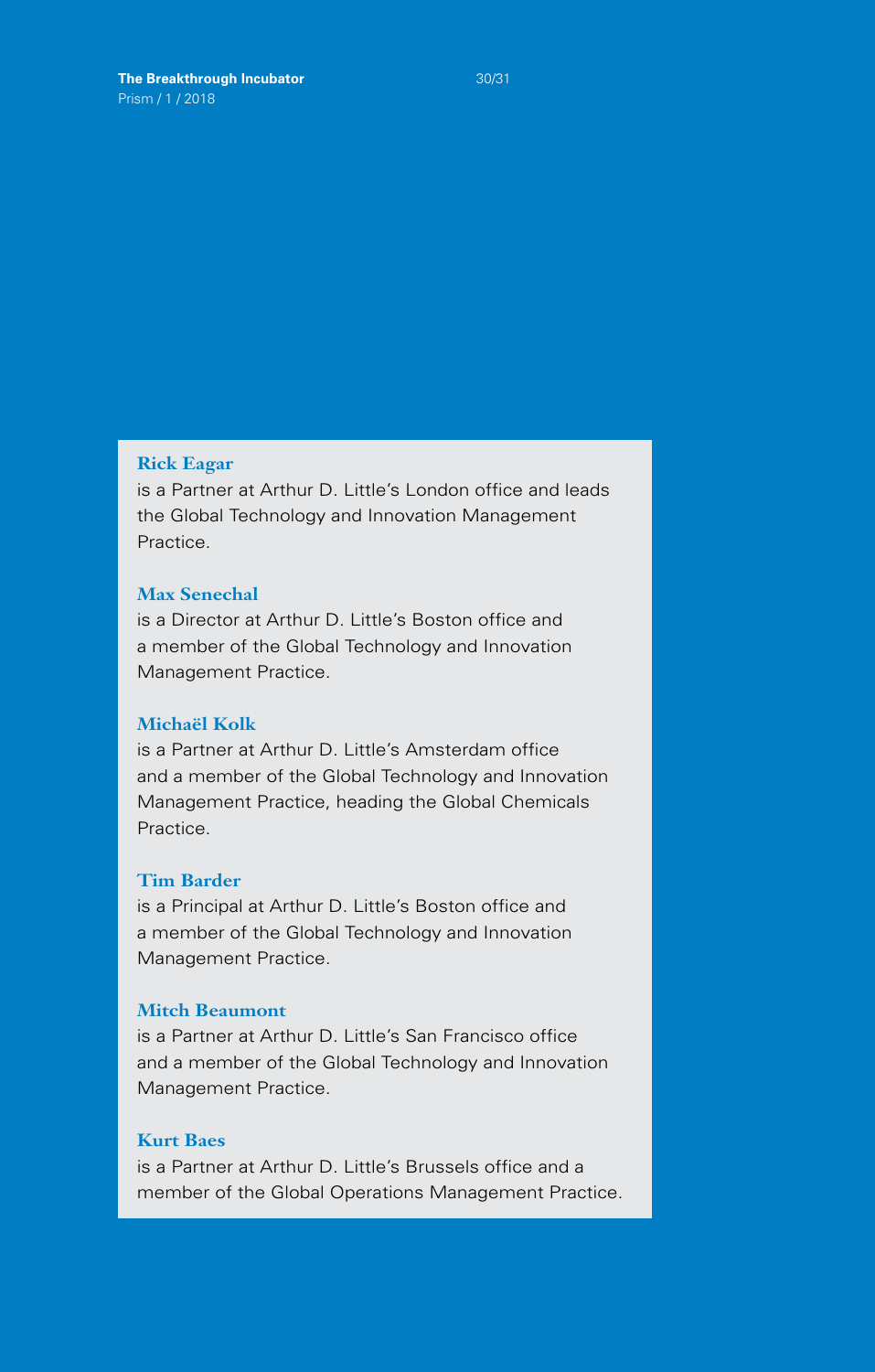**Rick Eagar**
is a Partner at Arthur D. Little's London office and leads the Global Technology and Innovation Management Practice.

**Max Senechal**
is a Director at Arthur D. Little's Boston office and a member of the Global Technology and Innovation Management Practice.

**Michaël Kolk**
is a Partner at Arthur D. Little's Amsterdam office and a member of the Global Technology and Innovation Management Practice, heading the Global Chemicals Practice.

**Tim Barder**
is a Principal at Arthur D. Little's Boston office and a member of the Global Technology and Innovation Management Practice.

**Mitch Beaumont**
is a Partner at Arthur D. Little's San Francisco office and a member of the Global Technology and Innovation Management Practice.

**Kurt Baes**
is a Partner at Arthur D. Little's Brussels office and a member of the Global Operations Management Practice.